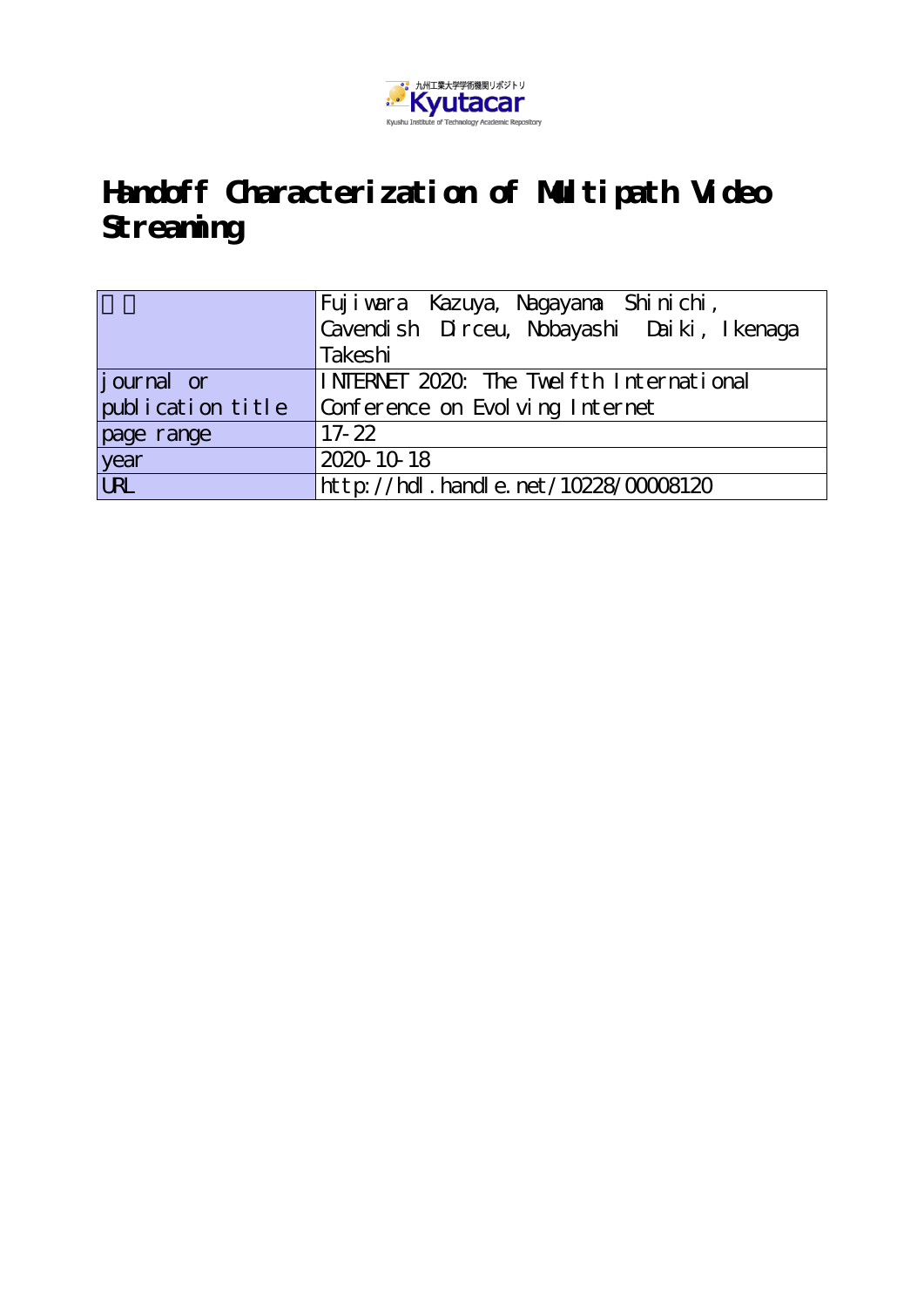九州工業大学学術機関リポジトリ
Kyutacar
Kyushu Institute of Technology Academic Repository

# Handoff Characterization of Multipath Video Streaming

| 著者 | Fujiwara Kazuya, Nagayama Shinichi, Cavendish Dirceu, Nobayashi Daiki, Ikenaga Takeshi |
|---|---|
| journal or publication title | INTERNET 2020: The Twelfth International Conference on Evolving Internet |
| page range | 17-22 |
| year | 2020-10-18 |
| URL | http://hdl.handle.net/10228/00008120 |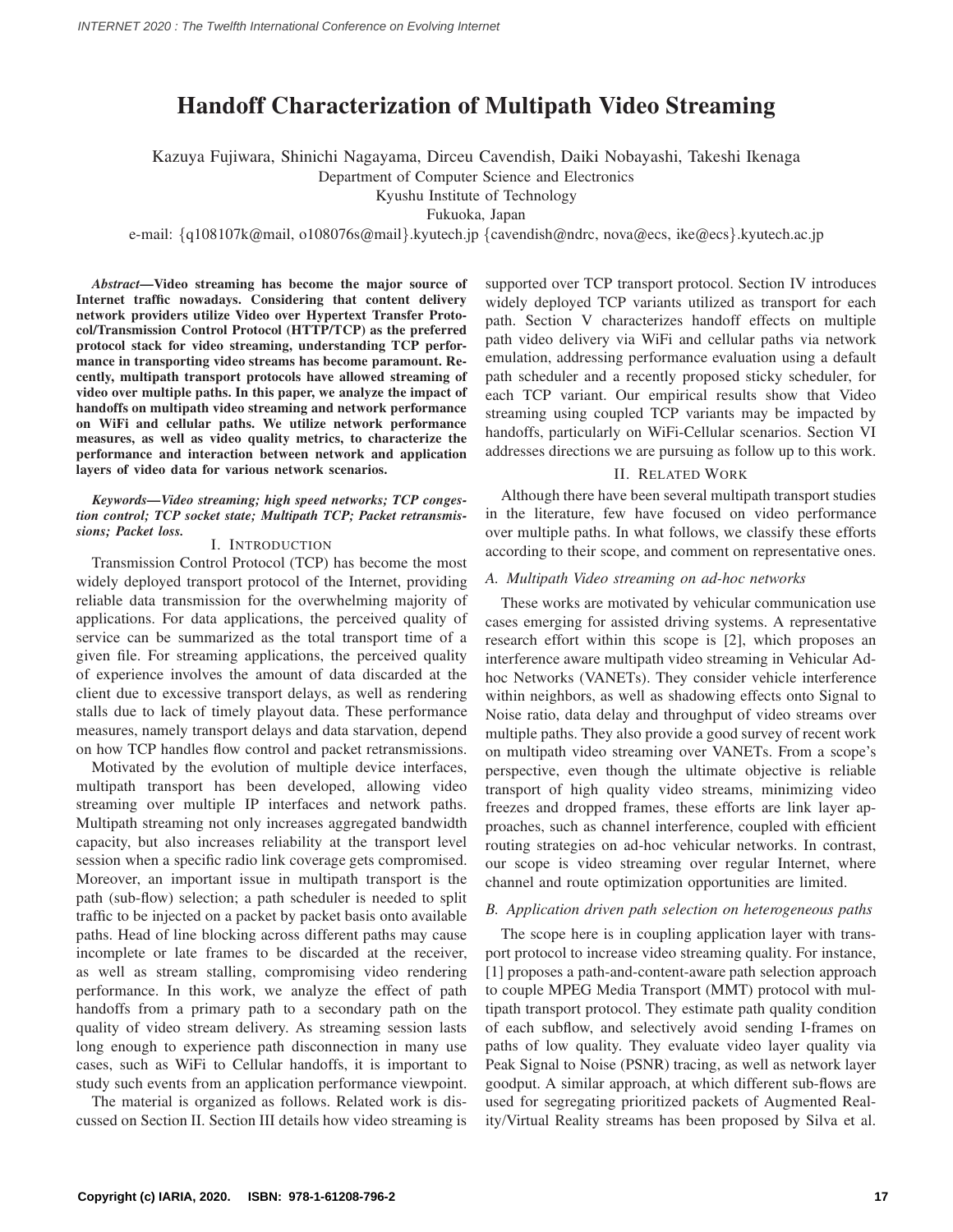# Handoff Characterization of Multipath Video Streaming

Kazuya Fujiwara, Shinichi Nagayama, Dirceu Cavendish, Daiki Nobayashi, Takeshi Ikenaga

Department of Computer Science and Electronics

Kyushu Institute of Technology

Fukuoka, Japan

e-mail: {q108107k@mail, o108076s@mail}.kyutech.jp {cavendish@ndrc, nova@ecs, ike@ecs}.kyutech.ac.jp

***Abstract*—Video streaming has become the major source of Internet traffic nowadays. Considering that content delivery network providers utilize Video over Hypertext Transfer Protocol/Transmission Control Protocol (HTTP/TCP) as the preferred protocol stack for video streaming, understanding TCP performance in transporting video streams has become paramount. Recently, multipath transport protocols have allowed streaming of video over multiple paths. In this paper, we analyze the impact of handoffs on multipath video streaming and network performance on WiFi and cellular paths. We utilize network performance measures, as well as video quality metrics, to characterize the performance and interaction between network and application layers of video data for various network scenarios.**

***Keywords*—*Video streaming; high speed networks; TCP congestion control; TCP socket state; Multipath TCP; Packet retransmissions; Packet loss.***

## I. Introduction

Transmission Control Protocol (TCP) has become the most widely deployed transport protocol of the Internet, providing reliable data transmission for the overwhelming majority of applications. For data applications, the perceived quality of service can be summarized as the total transport time of a given file. For streaming applications, the perceived quality of experience involves the amount of data discarded at the client due to excessive transport delays, as well as rendering stalls due to lack of timely playout data. These performance measures, namely transport delays and data starvation, depend on how TCP handles flow control and packet retransmissions.

Motivated by the evolution of multiple device interfaces, multipath transport has been developed, allowing video streaming over multiple IP interfaces and network paths. Multipath streaming not only increases aggregated bandwidth capacity, but also increases reliability at the transport level session when a specific radio link coverage gets compromised. Moreover, an important issue in multipath transport is the path (sub-flow) selection; a path scheduler is needed to split traffic to be injected on a packet by packet basis onto available paths. Head of line blocking across different paths may cause incomplete or late frames to be discarded at the receiver, as well as stream stalling, compromising video rendering performance. In this work, we analyze the effect of path handoffs from a primary path to a secondary path on the quality of video stream delivery. As streaming session lasts long enough to experience path disconnection in many use cases, such as WiFi to Cellular handoffs, it is important to study such events from an application performance viewpoint.

The material is organized as follows. Related work is discussed on Section II. Section III details how video streaming is supported over TCP transport protocol. Section IV introduces widely deployed TCP variants utilized as transport for each path. Section V characterizes handoff effects on multiple path video delivery via WiFi and cellular paths via network emulation, addressing performance evaluation using a default path scheduler and a recently proposed sticky scheduler, for each TCP variant. Our empirical results show that Video streaming using coupled TCP variants may be impacted by handoffs, particularly on WiFi-Cellular scenarios. Section VI addresses directions we are pursuing as follow up to this work.

## II. Related Work

Although there have been several multipath transport studies in the literature, few have focused on video performance over multiple paths. In what follows, we classify these efforts according to their scope, and comment on representative ones.

### *A. Multipath Video streaming on ad-hoc networks*

These works are motivated by vehicular communication use cases emerging for assisted driving systems. A representative research effort within this scope is [2], which proposes an interference aware multipath video streaming in Vehicular Ad-hoc Networks (VANETs). They consider vehicle interference within neighbors, as well as shadowing effects onto Signal to Noise ratio, data delay and throughput of video streams over multiple paths. They also provide a good survey of recent work on multipath video streaming over VANETs. From a scope's perspective, even though the ultimate objective is reliable transport of high quality video streams, minimizing video freezes and dropped frames, these efforts are link layer approaches, such as channel interference, coupled with efficient routing strategies on ad-hoc vehicular networks. In contrast, our scope is video streaming over regular Internet, where channel and route optimization opportunities are limited.

### *B. Application driven path selection on heterogeneous paths*

The scope here is in coupling application layer with transport protocol to increase video streaming quality. For instance, [1] proposes a path-and-content-aware path selection approach to couple MPEG Media Transport (MMT) protocol with multipath transport protocol. They estimate path quality condition of each subflow, and selectively avoid sending I-frames on paths of low quality. They evaluate video layer quality via Peak Signal to Noise (PSNR) tracing, as well as network layer goodput. A similar approach, at which different sub-flows are used for segregating prioritized packets of Augmented Reality/Virtual Reality streams has been proposed by Silva et al.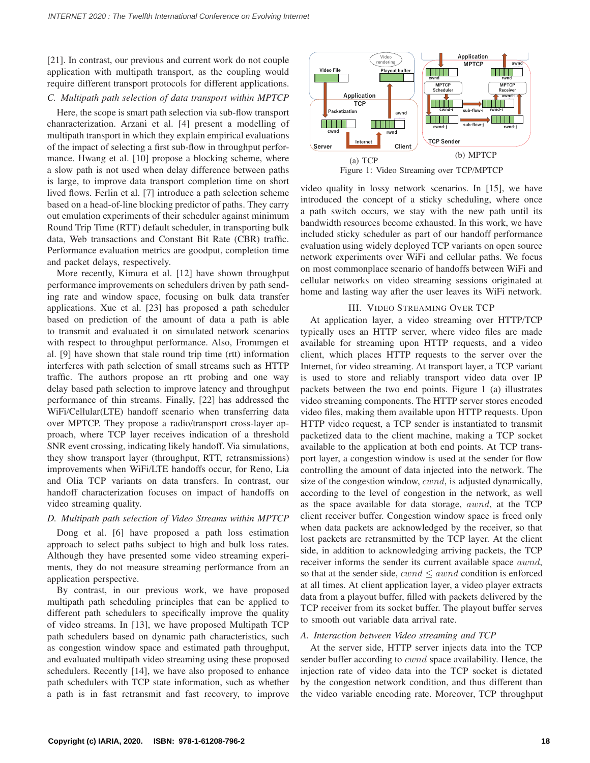[21]. In contrast, our previous and current work do not couple application with multipath transport, as the coupling would require different transport protocols for different applications.

### C. Multipath path selection of data transport within MPTCP

Here, the scope is smart path selection via sub-flow transport chanracterization. Arzani et al. [4] present a modelling of multipath transport in which they explain empirical evaluations of the impact of selecting a first sub-flow in throughput performance. Hwang et al. [10] propose a blocking scheme, where a slow path is not used when delay difference between paths is large, to improve data transport completion time on short lived flows. Ferlin et al. [7] introduce a path selection scheme based on a head-of-line blocking predictor of paths. They carry out emulation experiments of their scheduler against minimum Round Trip Time (RTT) default scheduler, in transporting bulk data, Web transactions and Constant Bit Rate (CBR) traffic. Performance evaluation metrics are goodput, completion time and packet delays, respectively.

More recently, Kimura et al. [12] have shown throughput performance improvements on schedulers driven by path sending rate and window space, focusing on bulk data transfer applications. Xue et al. [23] has proposed a path scheduler based on prediction of the amount of data a path is able to transmit and evaluated it on simulated network scenarios with respect to throughput performance. Also, Frommgen et al. [9] have shown that stale round trip time (rtt) information interferes with path selection of small streams such as HTTP traffic. The authors propose an rtt probing and one way delay based path selection to improve latency and throughput performance of thin streams. Finally, [22] has addressed the WiFi/Cellular(LTE) handoff scenario when transferring data over MPTCP. They propose a radio/transport cross-layer approach, where TCP layer receives indication of a threshold SNR event crossing, indicating likely handoff. Via simulations, they show transport layer (throughput, RTT, retransmissions) improvements when WiFi/LTE handoffs occur, for Reno, Lia and Olia TCP variants on data transfers. In contrast, our handoff characterization focuses on impact of handoffs on video streaming quality.

### D. Multipath path selection of Video Streams within MPTCP

Dong et al. [6] have proposed a path loss estimation approach to select paths subject to high and bulk loss rates. Although they have presented some video streaming experiments, they do not measure streaming performance from an application perspective.

By contrast, in our previous work, we have proposed multipath path scheduling principles that can be applied to different path schedulers to specifically improve the quality of video streams. In [13], we have proposed Multipath TCP path schedulers based on dynamic path characteristics, such as congestion window space and estimated path throughput, and evaluated multipath video streaming using these proposed schedulers. Recently [14], we have also proposed to enhance path schedulers with TCP state information, such as whether a path is in fast retransmit and fast recovery, to improve video quality in lossy network scenarios. In [15], we have introduced the concept of a sticky scheduling, where once a path switch occurs, we stay with the new path until its bandwidth resources become exhausted. In this work, we have included sticky scheduler as part of our handoff performance evaluation using widely deployed TCP variants on open source network experiments over WiFi and cellular paths. We focus on most commonplace scenario of handoffs between WiFi and cellular networks on video streaming sessions originated at home and lasting way after the user leaves its WiFi network.

(a) TCP (b) MPTCP

Figure 1: Video Streaming over TCP/MPTCP

## III. Video Streaming Over TCP

At application layer, a video streaming over HTTP/TCP typically uses an HTTP server, where video files are made available for streaming upon HTTP requests, and a video client, which places HTTP requests to the server over the Internet, for video streaming. At transport layer, a TCP variant is used to store and reliably transport video data over IP packets between the two end points. Figure 1 (a) illustrates video streaming components. The HTTP server stores encoded video files, making them available upon HTTP requests. Upon HTTP video request, a TCP sender is instantiated to transmit packetized data to the client machine, making a TCP socket available to the application at both end points. At TCP transport layer, a congestion window is used at the sender for flow controlling the amount of data injected into the network. The size of the congestion window, $cwnd$, is adjusted dynamically, according to the level of congestion in the network, as well as the space available for data storage, $awnd$, at the TCP client receiver buffer. Congestion window space is freed only when data packets are acknowledged by the receiver, so that lost packets are retransmitted by the TCP layer. At the client side, in addition to acknowledging arriving packets, the TCP receiver informs the sender its current available space $awnd$, so that at the sender side, $cwnd \leq awnd$ condition is enforced at all times. At client application layer, a video player extracts data from a playout buffer, filled with packets delivered by the TCP receiver from its socket buffer. The playout buffer serves to smooth out variable data arrival rate.

### A. Interaction between Video streaming and TCP

At the server side, HTTP server injects data into the TCP sender buffer according to $cwnd$ space availability. Hence, the injection rate of video data into the TCP socket is dictated by the congestion network condition, and thus different than the video variable encoding rate. Moreover, TCP throughput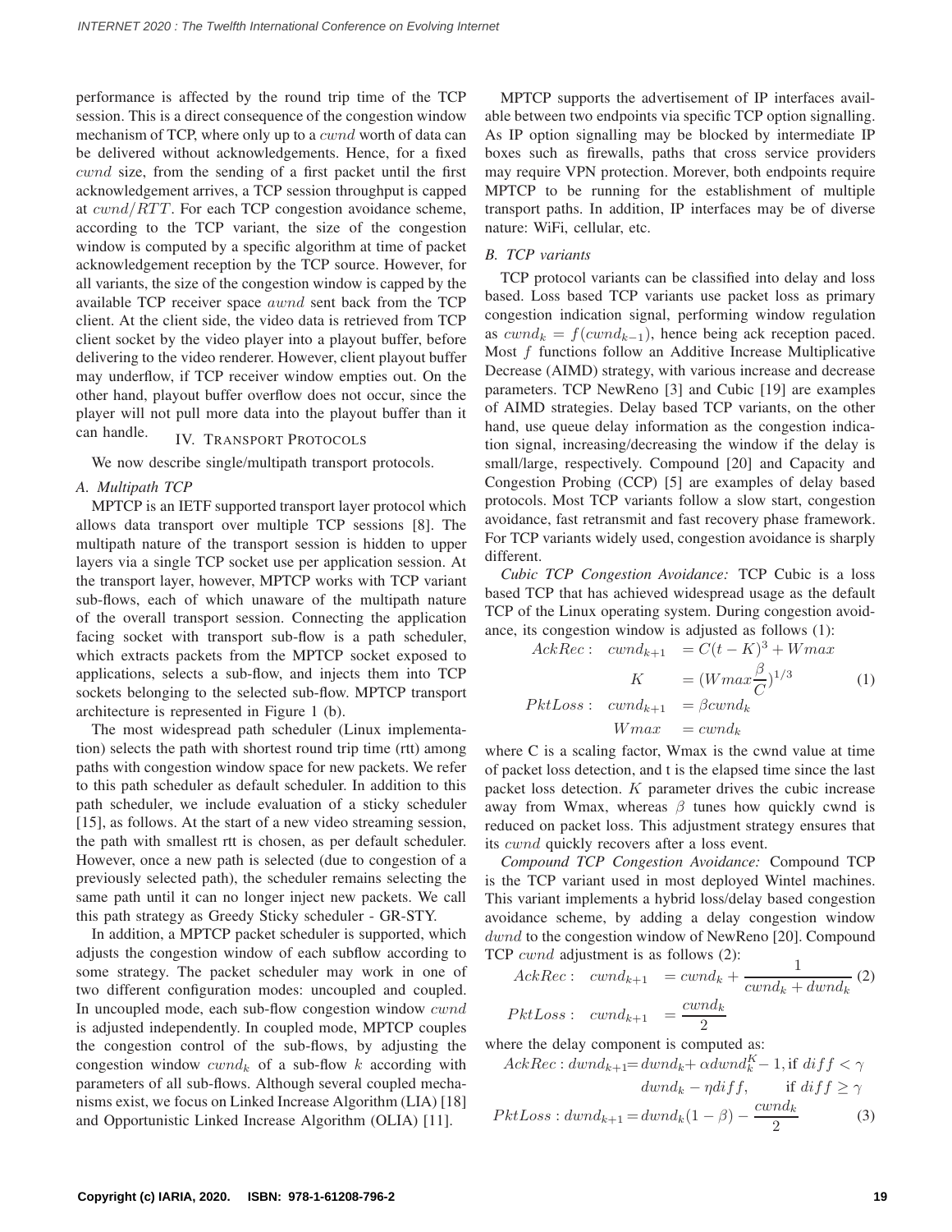performance is affected by the round trip time of the TCP session. This is a direct consequence of the congestion window mechanism of TCP, where only up to a $cwnd$ worth of data can be delivered without acknowledgements. Hence, for a fixed $cwnd$ size, from the sending of a first packet until the first acknowledgement arrives, a TCP session throughput is capped at $cwnd/RTT$. For each TCP congestion avoidance scheme, according to the TCP variant, the size of the congestion window is computed by a specific algorithm at time of packet acknowledgement reception by the TCP source. However, for all variants, the size of the congestion window is capped by the available TCP receiver space $awnd$ sent back from the TCP client. At the client side, the video data is retrieved from TCP client socket by the video player into a playout buffer, before delivering to the video renderer. However, client playout buffer may underflow, if TCP receiver window empties out. On the other hand, playout buffer overflow does not occur, since the player will not pull more data into the playout buffer than it can handle.

## IV. Transport Protocols

We now describe single/multipath transport protocols.

### A. Multipath TCP

MPTCP is an IETF supported transport layer protocol which allows data transport over multiple TCP sessions [8]. The multipath nature of the transport session is hidden to upper layers via a single TCP socket use per application session. At the transport layer, however, MPTCP works with TCP variant sub-flows, each of which unaware of the multipath nature of the overall transport session. Connecting the application facing socket with transport sub-flow is a path scheduler, which extracts packets from the MPTCP socket exposed to applications, selects a sub-flow, and injects them into TCP sockets belonging to the selected sub-flow. MPTCP transport architecture is represented in Figure 1 (b).

The most widespread path scheduler (Linux implementation) selects the path with shortest round trip time (rtt) among paths with congestion window space for new packets. We refer to this path scheduler as default scheduler. In addition to this path scheduler, we include evaluation of a sticky scheduler [15], as follows. At the start of a new video streaming session, the path with smallest rtt is chosen, as per default scheduler. However, once a new path is selected (due to congestion of a previously selected path), the scheduler remains selecting the same path until it can no longer inject new packets. We call this path strategy as Greedy Sticky scheduler - GR-STY.

In addition, a MPTCP packet scheduler is supported, which adjusts the congestion window of each subflow according to some strategy. The packet scheduler may work in one of two different configuration modes: uncoupled and coupled. In uncoupled mode, each sub-flow congestion window $cwnd$ is adjusted independently. In coupled mode, MPTCP couples the congestion control of the sub-flows, by adjusting the congestion window $cwnd_k$ of a sub-flow $k$ according with parameters of all sub-flows. Although several coupled mechanisms exist, we focus on Linked Increase Algorithm (LIA) [18] and Opportunistic Linked Increase Algorithm (OLIA) [11].

MPTCP supports the advertisement of IP interfaces available between two endpoints via specific TCP option signalling. As IP option signalling may be blocked by intermediate IP boxes such as firewalls, paths that cross service providers may require VPN protection. Morever, both endpoints require MPTCP to be running for the establishment of multiple transport paths. In addition, IP interfaces may be of diverse nature: WiFi, cellular, etc.

### B. TCP variants

TCP protocol variants can be classified into delay and loss based. Loss based TCP variants use packet loss as primary congestion indication signal, performing window regulation as $cwnd_k = f(cwnd_{k-1})$, hence being ack reception paced. Most $f$ functions follow an Additive Increase Multiplicative Decrease (AIMD) strategy, with various increase and decrease parameters. TCP NewReno [3] and Cubic [19] are examples of AIMD strategies. Delay based TCP variants, on the other hand, use queue delay information as the congestion indication signal, increasing/decreasing the window if the delay is small/large, respectively. Compound [20] and Capacity and Congestion Probing (CCP) [5] are examples of delay based protocols. Most TCP variants follow a slow start, congestion avoidance, fast retransmit and fast recovery phase framework. For TCP variants widely used, congestion avoidance is sharply different.

*Cubic TCP Congestion Avoidance:* TCP Cubic is a loss based TCP that has achieved widespread usage as the default TCP of the Linux operating system. During congestion avoidance, its congestion window is adjusted as follows (1):

$$
\begin{aligned}
AckRec: \quad cwnd_{k+1} &= C(t-K)^3 + Wmax \\
K &= (Wmax\frac{\beta}{C})^{1/3} \\
PktLoss: \quad cwnd_{k+1} &= \beta cwnd_k \\
Wmax &= cwnd_k
\end{aligned}
\tag{1}
$$

where C is a scaling factor, Wmax is the cwnd value at time of packet loss detection, and t is the elapsed time since the last packet loss detection. $K$ parameter drives the cubic increase away from Wmax, whereas $\beta$ tunes how quickly cwnd is reduced on packet loss. This adjustment strategy ensures that its $cwnd$ quickly recovers after a loss event.

*Compound TCP Congestion Avoidance:* Compound TCP is the TCP variant used in most deployed Wintel machines. This variant implements a hybrid loss/delay based congestion avoidance scheme, by adding a delay congestion window $dwnd$ to the congestion window of NewReno [20]. Compound TCP $cwnd$ adjustment is as follows (2):

$$
\begin{aligned}
AckRec: \quad cwnd_{k+1} &= cwnd_k + \frac{1}{cwnd_k + dwnd_k} \\
PktLoss: \quad cwnd_{k+1} &= \frac{cwnd_k}{2}
\end{aligned}
\tag{2}
$$

where the delay component is computed as:

$$
\begin{aligned}
AckRec: dwnd_{k+1} &= \begin{cases} dwnd_k + \alpha dwnd_k^K - 1, & \text{if } diff < \gamma \\ dwnd_k - \eta diff, & \text{if } diff \geq \gamma \end{cases} \\
PktLoss: dwnd_{k+1} &= dwnd_k(1-\beta) - \frac{cwnd_k}{2}
\end{aligned}
\tag{3}
$$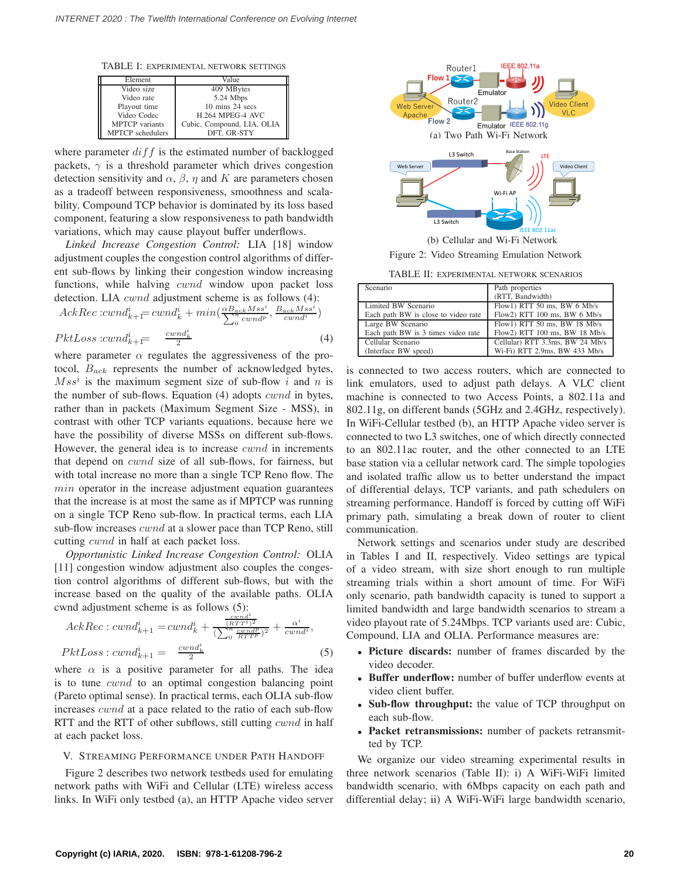TABLE I: EXPERIMENTAL NETWORK SETTINGS

| Element | Value |
| --- | --- |
| Video size | 409 MBytes |
| Video rate | 5.24 Mbps |
| Playout time | 10 mins 24 secs |
| Video Codec | H.264 MPEG-4 AVC |
| MPTCP variants | Cubic, Compound, LIA, OLIA |
| MPTCP schedulers | DFT, GR-STY |

where parameter $diff$ is the estimated number of backlogged packets, $\gamma$ is a threshold parameter which drives congestion detection sensitivity and $\alpha$, $\beta$, $\eta$ and $K$ are parameters chosen as a tradeoff between responsiveness, smoothness and scalability. Compound TCP behavior is dominated by its loss based component, featuring a slow responsiveness to path bandwidth variations, which may cause playout buffer underflows.

*Linked Increase Congestion Control:* LIA [18] window adjustment couples the congestion control algorithms of different sub-flows by linking their congestion window increasing functions, while halving $cwnd$ window upon packet loss detection. LIA $cwnd$ adjustment scheme is as follows (4):

$$AckRec: cwnd^i_{k+1} = cwnd^i_k + min\left(\frac{\alpha B_{ack} Mss^i}{\sum_0^n cwnd^p}, \frac{B_{ack} Mss^i}{cwnd^i}\right)$$

$$PktLoss: cwnd^i_{k+1} = \frac{cwnd^i_k}{2} \quad (4)$$

where parameter $\alpha$ regulates the aggressiveness of the protocol, $B_{ack}$ represents the number of acknowledged bytes, $Mss^i$ is the maximum segment size of sub-flow $i$ and $n$ is the number of sub-flows. Equation (4) adopts $cwnd$ in bytes, rather than in packets (Maximum Segment Size - MSS), in contrast with other TCP variants equations, because here we have the possibility of diverse MSSs on different sub-flows. However, the general idea is to increase $cwnd$ in increments that depend on $cwnd$ size of all sub-flows, for fairness, but with total increase no more than a single TCP Reno flow. The $min$ operator in the increase adjustment equation guarantees that the increase is at most the same as if MPTCP was running on a single TCP Reno sub-flow. In practical terms, each LIA sub-flow increases $cwnd$ at a slower pace than TCP Reno, still cutting $cwnd$ in half at each packet loss.

*Opportunistic Linked Increase Congestion Control:* OLIA [11] congestion window adjustment also couples the congestion control algorithms of different sub-flows, but with the increase based on the quality of the available paths. OLIA cwnd adjustment scheme is as follows (5):

$$AckRec: cwnd^i_{k+1} = cwnd^i_k + \frac{\frac{cwnd^i}{(RTT^i)^2}}{(\sum_0^n \frac{cwnd^p}{RTT^p})^2} + \frac{\alpha^i}{cwnd^i},$$

$$PktLoss: cwnd^i_{k+1} = \frac{cwnd^i_k}{2} \quad (5)$$

where $\alpha$ is a positive parameter for all paths. The idea is to tune $cwnd$ to an optimal congestion balancing point (Pareto optimal sense). In practical terms, each OLIA sub-flow increases $cwnd$ at a pace related to the ratio of each sub-flow RTT and the RTT of other subflows, still cutting $cwnd$ in half at each packet loss.

## V. STREAMING PERFORMANCE UNDER PATH HANDOFF

Figure 2 describes two network testbeds used for emulating network paths with WiFi and Cellular (LTE) wireless access links. In WiFi only testbed (a), an HTTP Apache video server is connected to two access routers, which are connected to link emulators, used to adjust path delays. A VLC client machine is connected to two Access Points, a 802.11a and 802.11g, on different bands (5GHz and 2.4GHz, respectively). In WiFi-Cellular testbed (b), an HTTP Apache video server is connected to two L3 switches, one of which directly connected to an 802.11ac router, and the other connected to an LTE base station via a cellular network card. The simple topologies and isolated traffic allow us to better understand the impact of differential delays, TCP variants, and path schedulers on streaming performance. Handoff is forced by cutting off WiFi primary path, simulating a break down of router to client communication.

(a) Two Path Wi-Fi Network

(b) Cellular and Wi-Fi Network

Figure 2: Video Streaming Emulation Network

TABLE II: EXPERIMENTAL NETWORK SCENARIOS

| Scenario | Path properties (RTT, Bandwidth) |
| --- | --- |
| Limited BW Scenario<br>Each path BW is close to video rate | Flow1) RTT 50 ms, BW 6 Mb/s<br>Flow2) RTT 100 ms, BW 6 Mb/s |
| Large BW Scenario<br>Each path BW is 3 times video rate | Flow1) RTT 50 ms, BW 18 Mb/s<br>Flow2) RTT 100 ms, BW 18 Mb/s |
| Cellular Scenario<br>(Interface BW speed) | Cellular) RTT 3.3ms, BW 24 Mb/s<br>Wi-Fi) RTT 2.9ms, BW 433 Mb/s |

Network settings and scenarios under study are described in Tables I and II, respectively. Video settings are typical of a video stream, with size short enough to run multiple streaming trials within a short amount of time. For WiFi only scenario, path bandwidth capacity is tuned to support a limited bandwidth and large bandwidth scenarios to stream a video playout rate of 5.24Mbps. TCP variants used are: Cubic, Compound, LIA and OLIA. Performance measures are:

- **Picture discards:** number of frames discarded by the video decoder.
- **Buffer underflow:** number of buffer underflow events at video client buffer.
- **Sub-flow throughput:** the value of TCP throughput on each sub-flow.
- **Packet retransmissions:** number of packets retransmitted by TCP.

We organize our video streaming experimental results in three network scenarios (Table II): i) A WiFi-WiFi limited bandwidth scenario, with 6Mbps capacity on each path and differential delay; ii) A WiFi-WiFi large bandwidth scenario,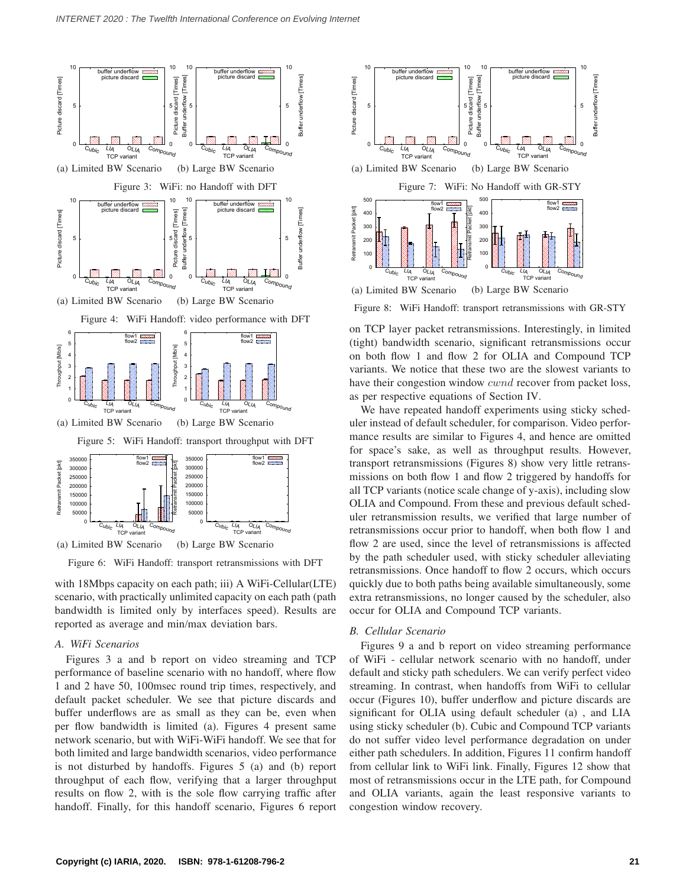(a) Limited BW Scenario (b) Large BW Scenario

Figure 3: WiFi: no Handoff with DFT

(a) Limited BW Scenario (b) Large BW Scenario

Figure 4: WiFi Handoff: video performance with DFT

(a) Limited BW Scenario (b) Large BW Scenario

Figure 5: WiFi Handoff: transport throughput with DFT

(a) Limited BW Scenario (b) Large BW Scenario

Figure 6: WiFi Handoff: transport retransmissions with DFT

with 18Mbps capacity on each path; iii) A WiFi-Cellular(LTE) scenario, with practically unlimited capacity on each path (path bandwidth is limited only by interfaces speed). Results are reported as average and min/max deviation bars.

### A. WiFi Scenarios

Figures 3 a and b report on video streaming and TCP performance of baseline scenario with no handoff, where flow 1 and 2 have 50, 100msec round trip times, respectively, and default packet scheduler. We see that picture discards and buffer underflows are as small as they can be, even when per flow bandwidth is limited (a). Figures 4 present same network scenario, but with WiFi-WiFi handoff. We see that for both limited and large bandwidth scenarios, video performance is not disturbed by handoffs. Figures 5 (a) and (b) report throughput of each flow, verifying that a larger throughput results on flow 2, with is the sole flow carrying traffic after handoff. Finally, for this handoff scenario, Figures 6 report on TCP layer packet retransmissions. Interestingly, in limited (tight) bandwidth scenario, significant retransmissions occur on both flow 1 and flow 2 for OLIA and Compound TCP variants. We notice that these two are the slowest variants to have their congestion window $cwnd$ recover from packet loss, as per respective equations of Section IV.

(a) Limited BW Scenario (b) Large BW Scenario

Figure 7: WiFi: No Handoff with GR-STY

(a) Limited BW Scenario (b) Large BW Scenario

Figure 8: WiFi Handoff: transport retransmissions with GR-STY

We have repeated handoff experiments using sticky scheduler instead of default scheduler, for comparison. Video performance results are similar to Figures 4, and hence are omitted for space's sake, as well as throughput results. However, transport retransmissions (Figures 8) show very little retransmissions on both flow 1 and flow 2 triggered by handoffs for all TCP variants (notice scale change of y-axis), including slow OLIA and Compound. From these and previous default scheduler retransmission results, we verified that large number of retransmissions occur prior to handoff, when both flow 1 and flow 2 are used, since the level of retransmissions is affected by the path scheduler used, with sticky scheduler alleviating retransmissions. Once handoff to flow 2 occurs, which occurs quickly due to both paths being available simultaneously, some extra retransmissions, no longer caused by the scheduler, also occur for OLIA and Compound TCP variants.

### B. Cellular Scenario

Figures 9 a and b report on video streaming performance of WiFi - cellular network scenario with no handoff, under default and sticky path schedulers. We can verify perfect video streaming. In contrast, when handoffs from WiFi to cellular occur (Figures 10), buffer underflow and picture discards are significant for OLIA using default scheduler (a) , and LIA using sticky scheduler (b). Cubic and Compound TCP variants do not suffer video level performance degradation on under either path schedulers. In addition, Figures 11 confirm handoff from cellular link to WiFi link. Finally, Figures 12 show that most of retransmissions occur in the LTE path, for Compound and OLIA variants, again the least responsive variants to congestion window recovery.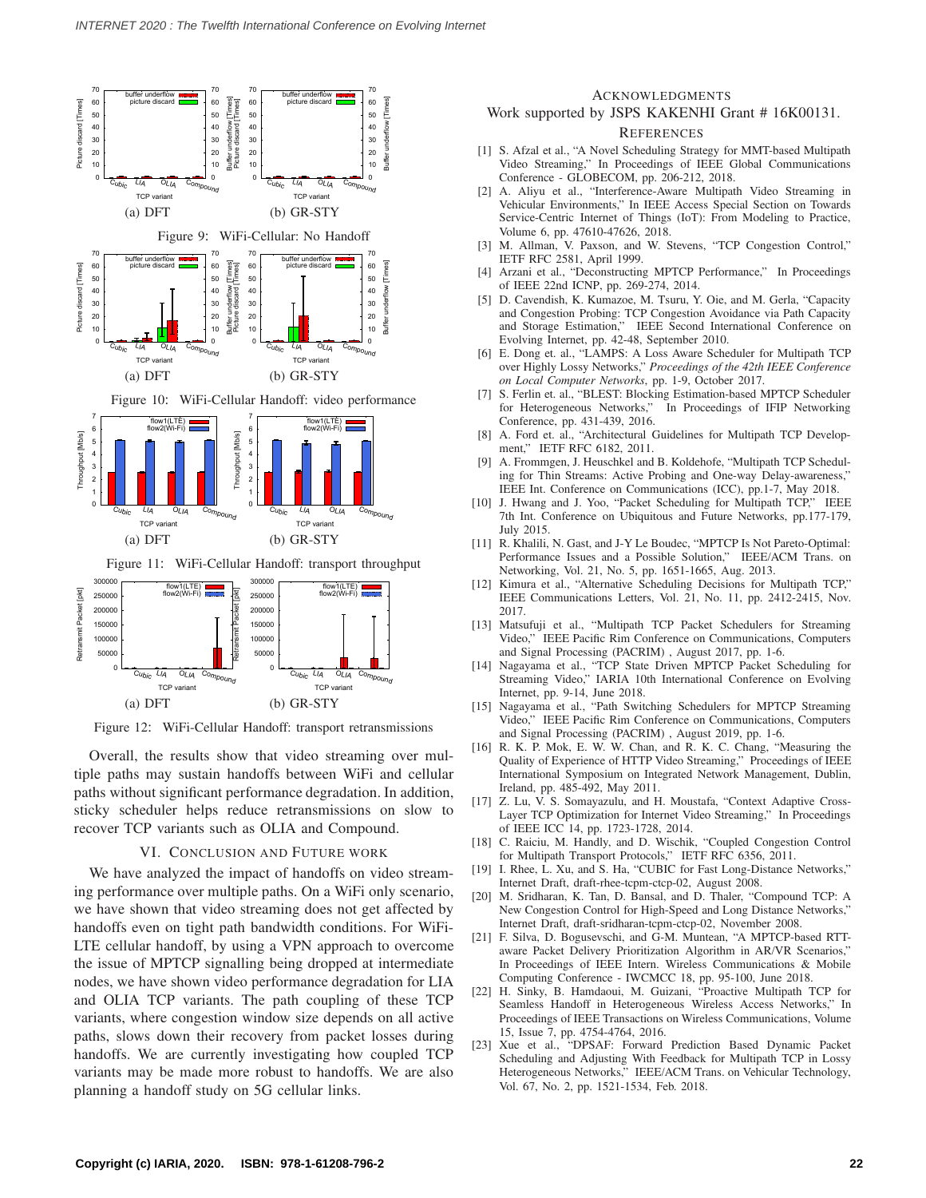70 60 50 40 30 20 10 0
Picture discard [Times]
buffer underflow
picture discard
Buffer underflow [Times]
Cubic LIA OLIA Compound
TCP variant

(a) DFT

70 60 50 40 30 20 10 0
Picture discard [Times]
buffer underflow
picture discard
Buffer underflow [Times]
Cubic LIA OLIA Compound
TCP variant

(b) GR-STY

Figure 9: WiFi-Cellular: No Handoff

70 60 50 40 30 20 10 0
Picture discard [Times]
buffer underflow
picture discard
Buffer underflow [Times]
Cubic LIA OLIA Compound
TCP variant

(a) DFT

70 60 50 40 30 20 10 0
Picture discard [Times]
buffer underflow
picture discard
Buffer underflow [Times]
Cubic LIA OLIA Compound
TCP variant

(b) GR-STY

Figure 10: WiFi-Cellular Handoff: video performance

7 6 5 4 3 2 1 0
Throughput [Mb/s]
flow1(LTE)
flow2(Wi-Fi)
Cubic LIA OLIA Compound
TCP variant

(a) DFT

7 6 5 4 3 2 1 0
Throughput [Mb/s]
flow1(LTE)
flow2(Wi-Fi)
Cubic LIA OLIA Compound
TCP variant

(b) GR-STY

Figure 11: WiFi-Cellular Handoff: transport throughput

300000 250000 200000 150000 100000 50000 0
Retransmit Packet [pkt]
flow1(LTE)
flow2(Wi-Fi)
Cubic LIA OLIA Compound
TCP variant

(a) DFT

300000 250000 200000 150000 100000 50000 0
Retransmit Packet [pkt]
flow1(LTE)
flow2(Wi-Fi)
Cubic LIA OLIA Compound
TCP variant

(b) GR-STY

Figure 12: WiFi-Cellular Handoff: transport retransmissions

Overall, the results show that video streaming over multiple paths may sustain handoffs between WiFi and cellular paths without significant performance degradation. In addition, sticky scheduler helps reduce retransmissions on slow to recover TCP variants such as OLIA and Compound.

## VI. Conclusion and Future Work

We have analyzed the impact of handoffs on video streaming performance over multiple paths. On a WiFi only scenario, we have shown that video streaming does not get affected by handoffs even on tight path bandwidth conditions. For WiFi-LTE cellular handoff, by using a VPN approach to overcome the issue of MPTCP signalling being dropped at intermediate nodes, we have shown video performance degradation for LIA and OLIA TCP variants. The path coupling of these TCP variants, where congestion window size depends on all active paths, slows down their recovery from packet losses during handoffs. We are currently investigating how coupled TCP variants may be made more robust to handoffs. We are also planning a handoff study on 5G cellular links.

## Acknowledgments

Work supported by JSPS KAKENHI Grant # 16K00131.

## References

[1] S. Afzal et al., "A Novel Scheduling Strategy for MMT-based Multipath Video Streaming," In Proceedings of IEEE Global Communications Conference - GLOBECOM, pp. 206-212, 2018.

[2] A. Aliyu et al., "Interference-Aware Multipath Video Streaming in Vehicular Environments," In IEEE Access Special Section on Towards Service-Centric Internet of Things (IoT): From Modeling to Practice, Volume 6, pp. 47610-47626, 2018.

[3] M. Allman, V. Paxson, and W. Stevens, "TCP Congestion Control," IETF RFC 2581, April 1999.

[4] Arzani et al., "Deconstructing MPTCP Performance," In Proceedings of IEEE 22nd ICNP, pp. 269-274, 2014.

[5] D. Cavendish, K. Kumazoe, M. Tsuru, Y. Oie, and M. Gerla, "Capacity and Congestion Probing: TCP Congestion Avoidance via Path Capacity and Storage Estimation," IEEE Second International Conference on Evolving Internet, pp. 42-48, September 2010.

[6] E. Dong et. al., "LAMPS: A Loss Aware Scheduler for Multipath TCP over Highly Lossy Networks," *Proceedings of the 42th IEEE Conference on Local Computer Networks*, pp. 1-9, October 2017.

[7] S. Ferlin et. al., "BLEST: Blocking Estimation-based MPTCP Scheduler for Heterogeneous Networks," In Proceedings of IFIP Networking Conference, pp. 431-439, 2016.

[8] A. Ford et. al., "Architectural Guidelines for Multipath TCP Development," IETF RFC 6182, 2011.

[9] A. Frommgen, J. Heuschkel and B. Koldehofe, "Multipath TCP Scheduling for Thin Streams: Active Probing and One-way Delay-awareness," IEEE Int. Conference on Communications (ICC), pp.1-7, May 2018.

[10] J. Hwang and J. Yoo, "Packet Scheduling for Multipath TCP," IEEE 7th Int. Conference on Ubiquitous and Future Networks, pp.177-179, July 2015.

[11] R. Khalili, N. Gast, and J-Y Le Boudec, "MPTCP Is Not Pareto-Optimal: Performance Issues and a Possible Solution," IEEE/ACM Trans. on Networking, Vol. 21, No. 5, pp. 1651-1665, Aug. 2013.

[12] Kimura et al., "Alternative Scheduling Decisions for Multipath TCP," IEEE Communications Letters, Vol. 21, No. 11, pp. 2412-2415, Nov. 2017.

[13] Matsufuji et al., "Multipath TCP Packet Schedulers for Streaming Video," IEEE Pacific Rim Conference on Communications, Computers and Signal Processing (PACRIM) , August 2017, pp. 1-6.

[14] Nagayama et al., "TCP State Driven MPTCP Packet Scheduling for Streaming Video," IARIA 10th International Conference on Evolving Internet, pp. 9-14, June 2018.

[15] Nagayama et al., "Path Switching Schedulers for MPTCP Streaming Video," IEEE Pacific Rim Conference on Communications, Computers and Signal Processing (PACRIM) , August 2019, pp. 1-6.

[16] R. K. P. Mok, E. W. W. Chan, and R. K. C. Chang, "Measuring the Quality of Experience of HTTP Video Streaming," Proceedings of IEEE International Symposium on Integrated Network Management, Dublin, Ireland, pp. 485-492, May 2011.

[17] Z. Lu, V. S. Somayazulu, and H. Moustafa, "Context Adaptive Cross-Layer TCP Optimization for Internet Video Streaming," In Proceedings of IEEE ICC 14, pp. 1723-1728, 2014.

[18] C. Raiciu, M. Handly, and D. Wischik, "Coupled Congestion Control for Multipath Transport Protocols," IETF RFC 6356, 2011.

[19] I. Rhee, L. Xu, and S. Ha, "CUBIC for Fast Long-Distance Networks," Internet Draft, draft-rhee-tcpm-ctcp-02, August 2008.

[20] M. Sridharan, K. Tan, D. Bansal, and D. Thaler, "Compound TCP: A New Congestion Control for High-Speed and Long Distance Networks," Internet Draft, draft-sridharan-tcpm-ctcp-02, November 2008.

[21] F. Silva, D. Bogusevschi, and G-M. Muntean, "A MPTCP-based RTT-aware Packet Delivery Prioritization Algorithm in AR/VR Scenarios," In Proceedings of IEEE Intern. Wireless Communications & Mobile Computing Conference - IWCMCC 18, pp. 95-100, June 2018.

[22] H. Sinky, B. Hamdaoui, M. Guizani, "Proactive Multipath TCP for Seamless Handoff in Heterogeneous Wireless Access Networks," In Proceedings of IEEE Transactions on Wireless Communications, Volume 15, Issue 7, pp. 4754-4764, 2016.

[23] Xue et al., "DPSAF: Forward Prediction Based Dynamic Packet Scheduling and Adjusting With Feedback for Multipath TCP in Lossy Heterogeneous Networks," IEEE/ACM Trans. on Vehicular Technology, Vol. 67, No. 2, pp. 1521-1534, Feb. 2018.